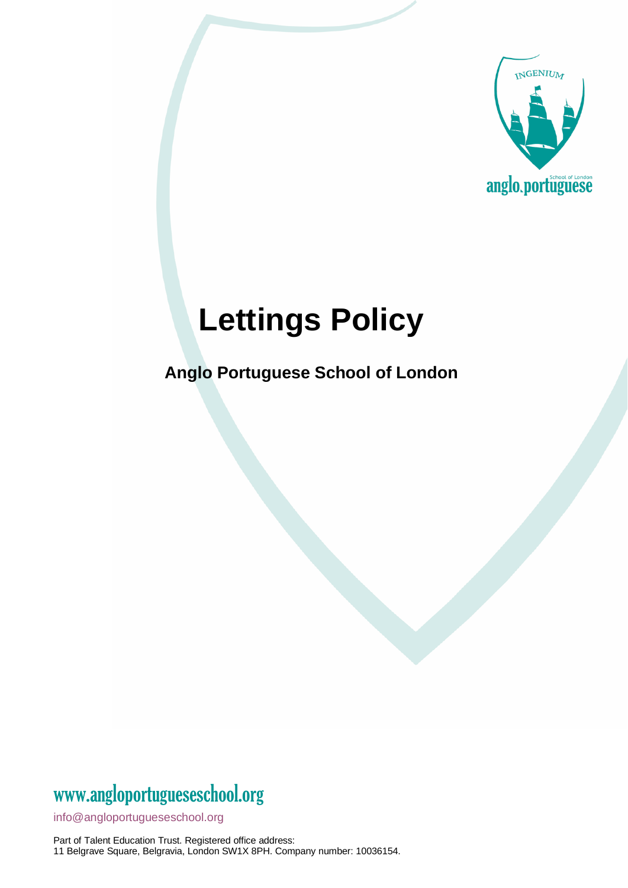# Lettings Policy

**Anglo Portuguese School of London**

www.angloportugueseschool.org

info@angloportugueseschool.org

Part of Talent Education Trust. Registered office address:
11 Belgrave Square, Belgravia, London SW1X 8PH. Company number: 10036154.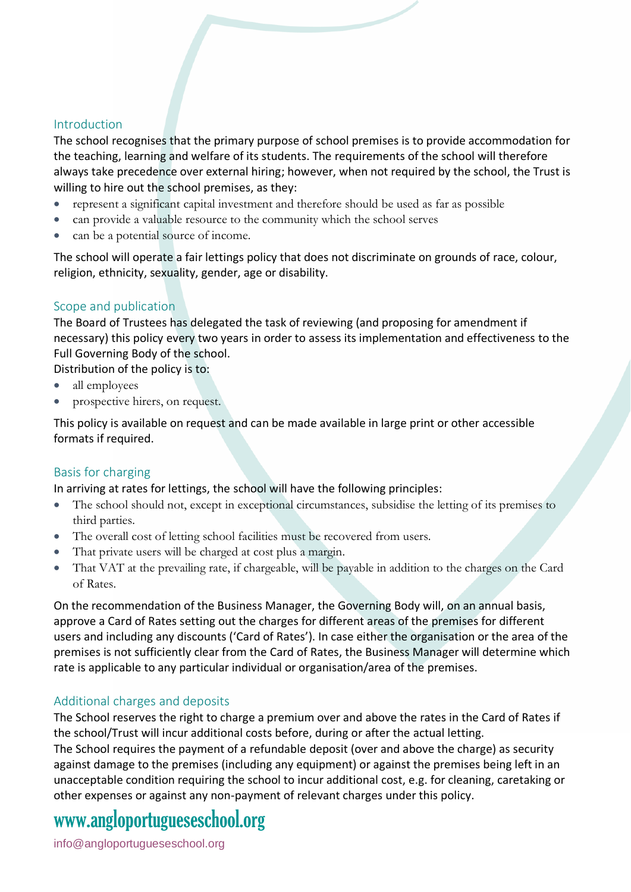## Introduction

The school recognises that the primary purpose of school premises is to provide accommodation for the teaching, learning and welfare of its students. The requirements of the school will therefore always take precedence over external hiring; however, when not required by the school, the Trust is willing to hire out the school premises, as they:

- represent a significant capital investment and therefore should be used as far as possible
- can provide a valuable resource to the community which the school serves
- can be a potential source of income.

The school will operate a fair lettings policy that does not discriminate on grounds of race, colour, religion, ethnicity, sexuality, gender, age or disability.

## Scope and publication

The Board of Trustees has delegated the task of reviewing (and proposing for amendment if necessary) this policy every two years in order to assess its implementation and effectiveness to the Full Governing Body of the school.

Distribution of the policy is to:

- all employees
- prospective hirers, on request.

This policy is available on request and can be made available in large print or other accessible formats if required.

## Basis for charging

In arriving at rates for lettings, the school will have the following principles:

- The school should not, except in exceptional circumstances, subsidise the letting of its premises to third parties.
- The overall cost of letting school facilities must be recovered from users.
- That private users will be charged at cost plus a margin.
- That VAT at the prevailing rate, if chargeable, will be payable in addition to the charges on the Card of Rates.

On the recommendation of the Business Manager, the Governing Body will, on an annual basis, approve a Card of Rates setting out the charges for different areas of the premises for different users and including any discounts ('Card of Rates'). In case either the organisation or the area of the premises is not sufficiently clear from the Card of Rates, the Business Manager will determine which rate is applicable to any particular individual or organisation/area of the premises.

## Additional charges and deposits

The School reserves the right to charge a premium over and above the rates in the Card of Rates if the school/Trust will incur additional costs before, during or after the actual letting.

The School requires the payment of a refundable deposit (over and above the charge) as security against damage to the premises (including any equipment) or against the premises being left in an unacceptable condition requiring the school to incur additional cost, e.g. for cleaning, caretaking or other expenses or against any non-payment of relevant charges under this policy.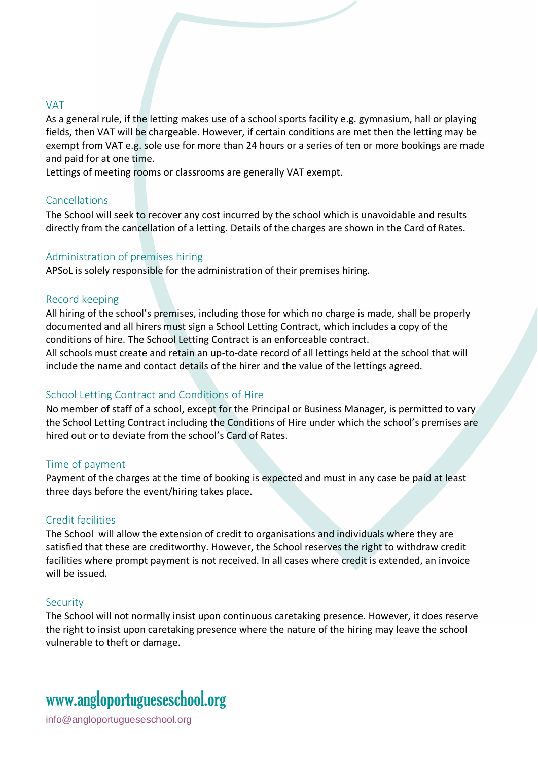## VAT

As a general rule, if the letting makes use of a school sports facility e.g. gymnasium, hall or playing fields, then VAT will be chargeable. However, if certain conditions are met then the letting may be exempt from VAT e.g. sole use for more than 24 hours or a series of ten or more bookings are made and paid for at one time.

Lettings of meeting rooms or classrooms are generally VAT exempt.

## Cancellations

The School will seek to recover any cost incurred by the school which is unavoidable and results directly from the cancellation of a letting. Details of the charges are shown in the Card of Rates.

## Administration of premises hiring

APSoL is solely responsible for the administration of their premises hiring.

## Record keeping

All hiring of the school's premises, including those for which no charge is made, shall be properly documented and all hirers must sign a School Letting Contract, which includes a copy of the conditions of hire. The School Letting Contract is an enforceable contract.

All schools must create and retain an up-to-date record of all lettings held at the school that will include the name and contact details of the hirer and the value of the lettings agreed.

## School Letting Contract and Conditions of Hire

No member of staff of a school, except for the Principal or Business Manager, is permitted to vary the School Letting Contract including the Conditions of Hire under which the school's premises are hired out or to deviate from the school's Card of Rates.

## Time of payment

Payment of the charges at the time of booking is expected and must in any case be paid at least three days before the event/hiring takes place.

## Credit facilities

The School will allow the extension of credit to organisations and individuals where they are satisfied that these are creditworthy. However, the School reserves the right to withdraw credit facilities where prompt payment is not received. In all cases where credit is extended, an invoice will be issued.

## Security

The School will not normally insist upon continuous caretaking presence. However, it does reserve the right to insist upon caretaking presence where the nature of the hiring may leave the school vulnerable to theft or damage.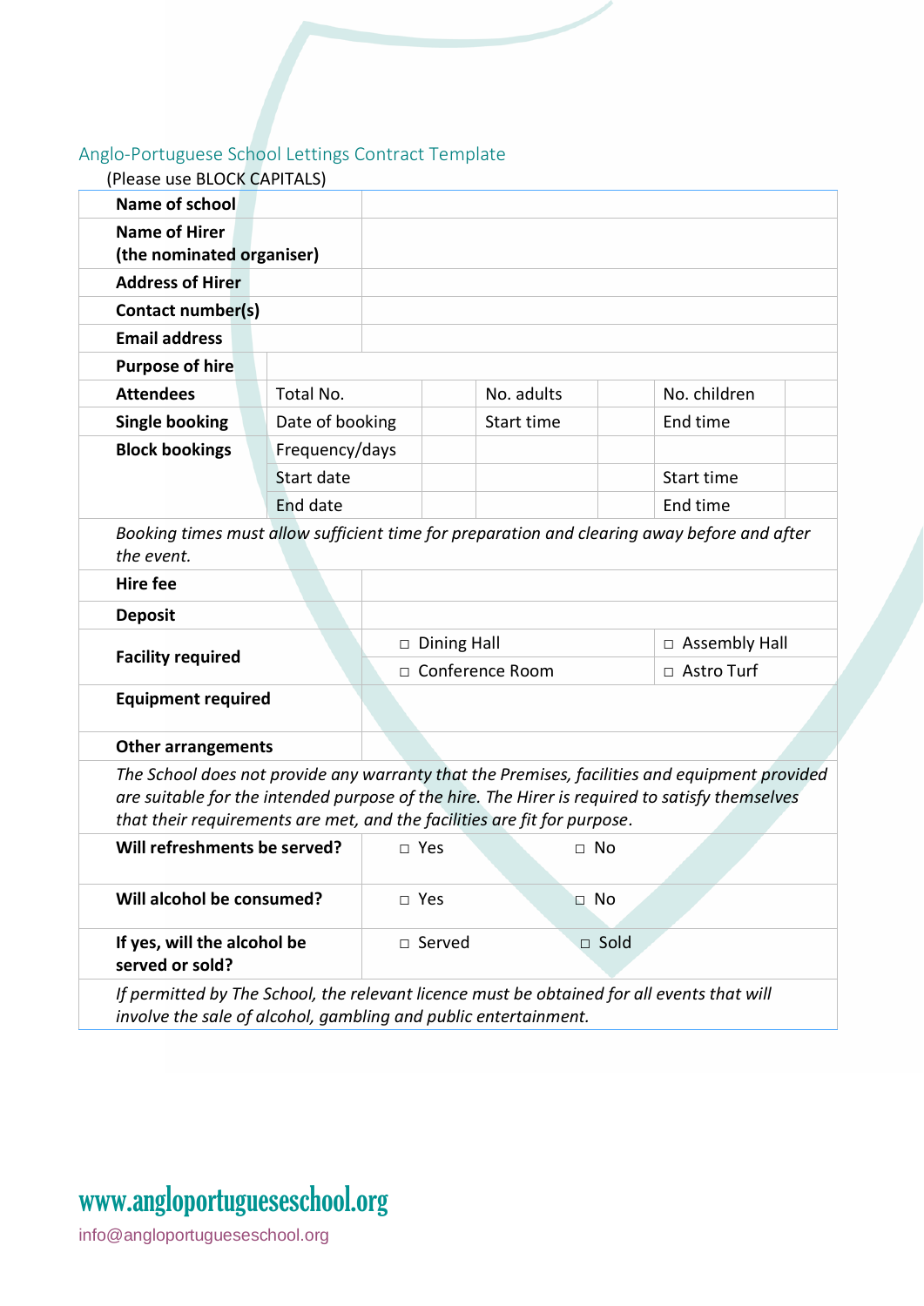## Anglo-Portuguese School Lettings Contract Template

(Please use BLOCK CAPITALS)

| | | | | | | |
|---|---|---|---|---|---|---|
| **Name of school** | | | | | | |
| **Name of Hirer (the nominated organiser)** | | | | | | |
| **Address of Hirer** | | | | | | |
| **Contact number(s)** | | | | | | |
| **Email address** | | | | | | |
| **Purpose of hire** | | | | | | |
| **Attendees** | Total No. | | No. adults | | No. children | |
| **Single booking** | Date of booking | | Start time | | End time | |
| **Block bookings** | Frequency/days | | | | | |
| | Start date | | | | Start time | |
| | End date | | | | End time | |
| *Booking times must allow sufficient time for preparation and clearing away before and after the event.* | | | | | | |
| **Hire fee** | | | | | | |
| **Deposit** | | | | | | |
| **Facility required** | □ Dining Hall | | | | □ Assembly Hall | |
| | □ Conference Room | | | | □ Astro Turf | |
| **Equipment required** | | | | | | |
| **Other arrangements** | | | | | | |
| *The School does not provide any warranty that the Premises, facilities and equipment provided are suitable for the intended purpose of the hire. The Hirer is required to satisfy themselves that their requirements are met, and the facilities are fit for purpose.* | | | | | | |
| **Will refreshments be served?** | □ Yes | | □ No | | | |
| **Will alcohol be consumed?** | □ Yes | | □ No | | | |
| **If yes, will the alcohol be served or sold?** | □ Served | | □ Sold | | | |
| *If permitted by The School, the relevant licence must be obtained for all events that will involve the sale of alcohol, gambling and public entertainment.* | | | | | | |

www.angloportugueseschool.org

info@angloportugueseschool.org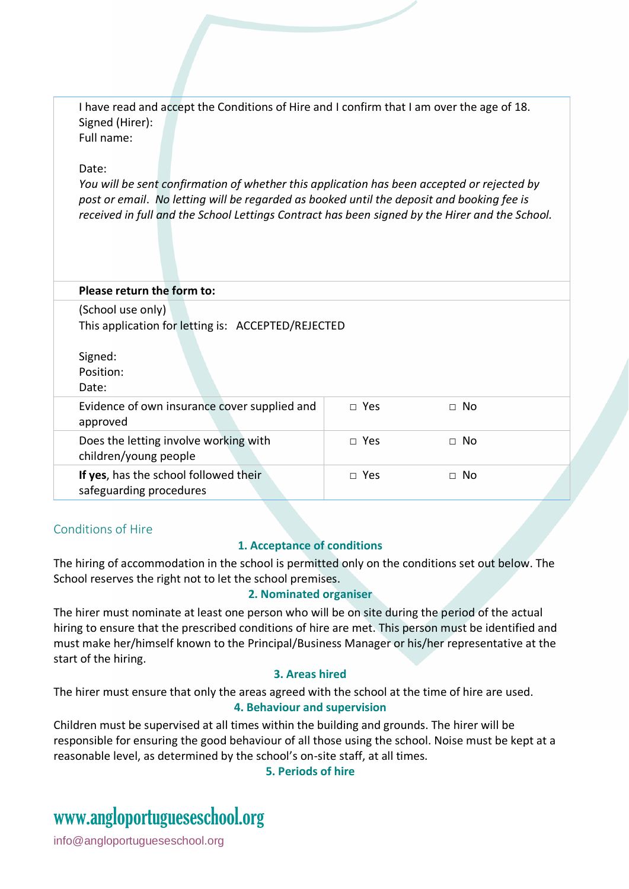I have read and accept the Conditions of Hire and I confirm that I am over the age of 18.
Signed (Hirer):
Full name:

Date:
*You will be sent confirmation of whether this application has been accepted or rejected by post or email. No letting will be regarded as booked until the deposit and booking fee is received in full and the School Lettings Contract has been signed by the Hirer and the School.*

**Please return the form to:**

(School use only)
This application for letting is: ACCEPTED/REJECTED

Signed:
Position:
Date:

| | | |
|---|---|---|
| Evidence of own insurance cover supplied and approved | □ Yes | □ No |
| Does the letting involve working with children/young people | □ Yes | □ No |
| **If yes**, has the school followed their safeguarding procedures | □ Yes | □ No |

## Conditions of Hire

### 1. Acceptance of conditions

The hiring of accommodation in the school is permitted only on the conditions set out below. The School reserves the right not to let the school premises.

### 2. Nominated organiser

The hirer must nominate at least one person who will be on site during the period of the actual hiring to ensure that the prescribed conditions of hire are met. This person must be identified and must make her/himself known to the Principal/Business Manager or his/her representative at the start of the hiring.

### 3. Areas hired

The hirer must ensure that only the areas agreed with the school at the time of hire are used.

### 4. Behaviour and supervision

Children must be supervised at all times within the building and grounds. The hirer will be responsible for ensuring the good behaviour of all those using the school. Noise must be kept at a reasonable level, as determined by the school's on-site staff, at all times.

### 5. Periods of hire

www.angloportugueseschool.org
info@angloportugueseschool.org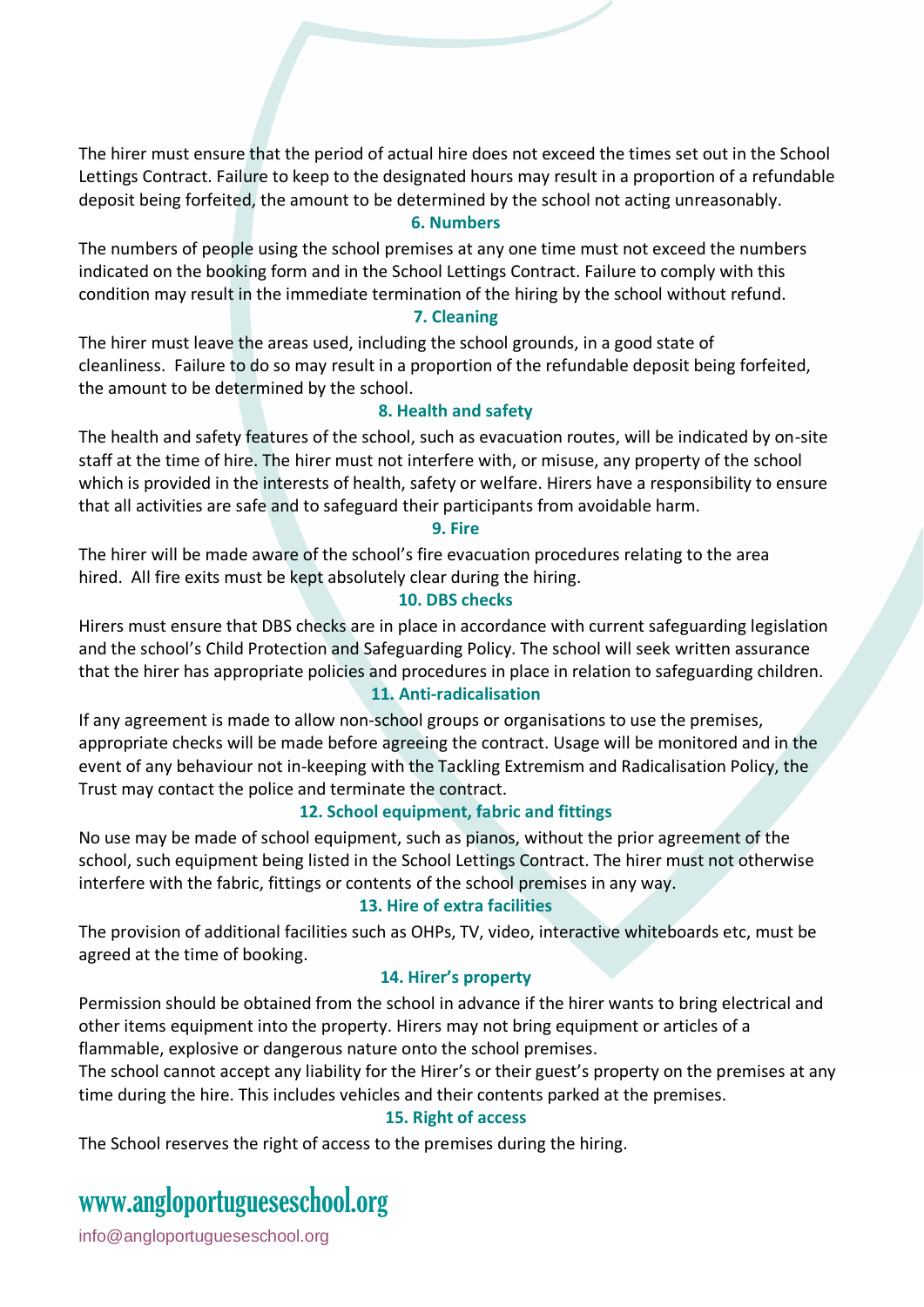The hirer must ensure that the period of actual hire does not exceed the times set out in the School Lettings Contract. Failure to keep to the designated hours may result in a proportion of a refundable deposit being forfeited, the amount to be determined by the school not acting unreasonably.

### 6. Numbers

The numbers of people using the school premises at any one time must not exceed the numbers indicated on the booking form and in the School Lettings Contract. Failure to comply with this condition may result in the immediate termination of the hiring by the school without refund.

### 7. Cleaning

The hirer must leave the areas used, including the school grounds, in a good state of cleanliness. Failure to do so may result in a proportion of the refundable deposit being forfeited, the amount to be determined by the school.

### 8. Health and safety

The health and safety features of the school, such as evacuation routes, will be indicated by on-site staff at the time of hire. The hirer must not interfere with, or misuse, any property of the school which is provided in the interests of health, safety or welfare. Hirers have a responsibility to ensure that all activities are safe and to safeguard their participants from avoidable harm.

### 9. Fire

The hirer will be made aware of the school's fire evacuation procedures relating to the area hired. All fire exits must be kept absolutely clear during the hiring.

### 10. DBS checks

Hirers must ensure that DBS checks are in place in accordance with current safeguarding legislation and the school's Child Protection and Safeguarding Policy. The school will seek written assurance that the hirer has appropriate policies and procedures in place in relation to safeguarding children.

### 11. Anti-radicalisation

If any agreement is made to allow non-school groups or organisations to use the premises, appropriate checks will be made before agreeing the contract. Usage will be monitored and in the event of any behaviour not in-keeping with the Tackling Extremism and Radicalisation Policy, the Trust may contact the police and terminate the contract.

### 12. School equipment, fabric and fittings

No use may be made of school equipment, such as pianos, without the prior agreement of the school, such equipment being listed in the School Lettings Contract. The hirer must not otherwise interfere with the fabric, fittings or contents of the school premises in any way.

### 13. Hire of extra facilities

The provision of additional facilities such as OHPs, TV, video, interactive whiteboards etc, must be agreed at the time of booking.

### 14. Hirer's property

Permission should be obtained from the school in advance if the hirer wants to bring electrical and other items equipment into the property. Hirers may not bring equipment or articles of a flammable, explosive or dangerous nature onto the school premises.

The school cannot accept any liability for the Hirer's or their guest's property on the premises at any time during the hire. This includes vehicles and their contents parked at the premises.

### 15. Right of access

The School reserves the right of access to the premises during the hiring.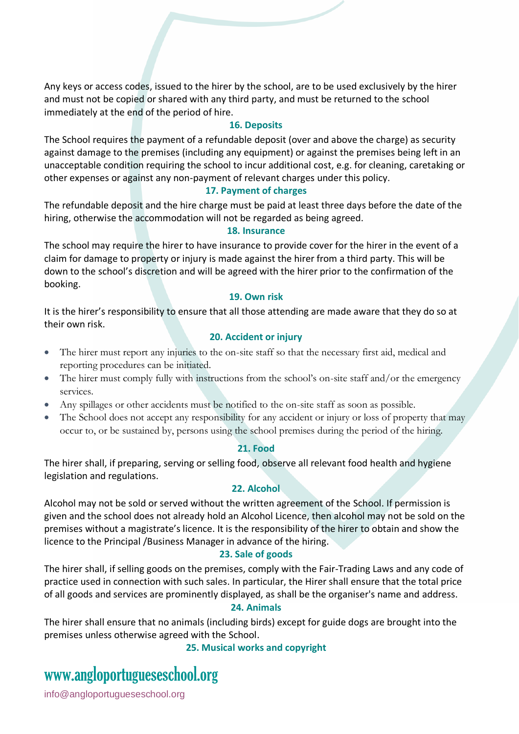Any keys or access codes, issued to the hirer by the school, are to be used exclusively by the hirer and must not be copied or shared with any third party, and must be returned to the school immediately at the end of the period of hire.

### 16. Deposits

The School requires the payment of a refundable deposit (over and above the charge) as security against damage to the premises (including any equipment) or against the premises being left in an unacceptable condition requiring the school to incur additional cost, e.g. for cleaning, caretaking or other expenses or against any non-payment of relevant charges under this policy.

### 17. Payment of charges

The refundable deposit and the hire charge must be paid at least three days before the date of the hiring, otherwise the accommodation will not be regarded as being agreed.

### 18. Insurance

The school may require the hirer to have insurance to provide cover for the hirer in the event of a claim for damage to property or injury is made against the hirer from a third party. This will be down to the school's discretion and will be agreed with the hirer prior to the confirmation of the booking.

### 19. Own risk

It is the hirer's responsibility to ensure that all those attending are made aware that they do so at their own risk.

### 20. Accident or injury

- The hirer must report any injuries to the on-site staff so that the necessary first aid, medical and reporting procedures can be initiated.
- The hirer must comply fully with instructions from the school's on-site staff and/or the emergency services.
- Any spillages or other accidents must be notified to the on-site staff as soon as possible.
- The School does not accept any responsibility for any accident or injury or loss of property that may occur to, or be sustained by, persons using the school premises during the period of the hiring.

### 21. Food

The hirer shall, if preparing, serving or selling food, observe all relevant food health and hygiene legislation and regulations.

### 22. Alcohol

Alcohol may not be sold or served without the written agreement of the School. If permission is given and the school does not already hold an Alcohol Licence, then alcohol may not be sold on the premises without a magistrate's licence. It is the responsibility of the hirer to obtain and show the licence to the Principal /Business Manager in advance of the hiring.

### 23. Sale of goods

The hirer shall, if selling goods on the premises, comply with the Fair-Trading Laws and any code of practice used in connection with such sales. In particular, the Hirer shall ensure that the total price of all goods and services are prominently displayed, as shall be the organiser's name and address.

### 24. Animals

The hirer shall ensure that no animals (including birds) except for guide dogs are brought into the premises unless otherwise agreed with the School.

### 25. Musical works and copyright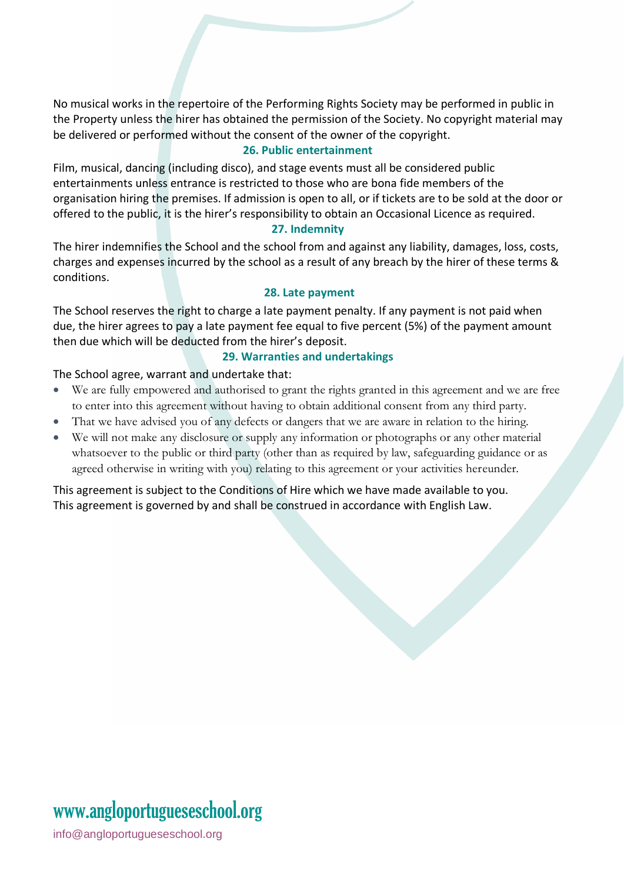No musical works in the repertoire of the Performing Rights Society may be performed in public in the Property unless the hirer has obtained the permission of the Society. No copyright material may be delivered or performed without the consent of the owner of the copyright.

### 26. Public entertainment

Film, musical, dancing (including disco), and stage events must all be considered public entertainments unless entrance is restricted to those who are bona fide members of the organisation hiring the premises. If admission is open to all, or if tickets are to be sold at the door or offered to the public, it is the hirer's responsibility to obtain an Occasional Licence as required.

### 27. Indemnity

The hirer indemnifies the School and the school from and against any liability, damages, loss, costs, charges and expenses incurred by the school as a result of any breach by the hirer of these terms & conditions.

### 28. Late payment

The School reserves the right to charge a late payment penalty. If any payment is not paid when due, the hirer agrees to pay a late payment fee equal to five percent (5%) of the payment amount then due which will be deducted from the hirer's deposit.

### 29. Warranties and undertakings

The School agree, warrant and undertake that:

- We are fully empowered and authorised to grant the rights granted in this agreement and we are free to enter into this agreement without having to obtain additional consent from any third party.
- That we have advised you of any defects or dangers that we are aware in relation to the hiring.
- We will not make any disclosure or supply any information or photographs or any other material whatsoever to the public or third party (other than as required by law, safeguarding guidance or as agreed otherwise in writing with you) relating to this agreement or your activities hereunder.

This agreement is subject to the Conditions of Hire which we have made available to you.
This agreement is governed by and shall be construed in accordance with English Law.

www.angloportugueseschool.org

info@angloportugueseschool.org